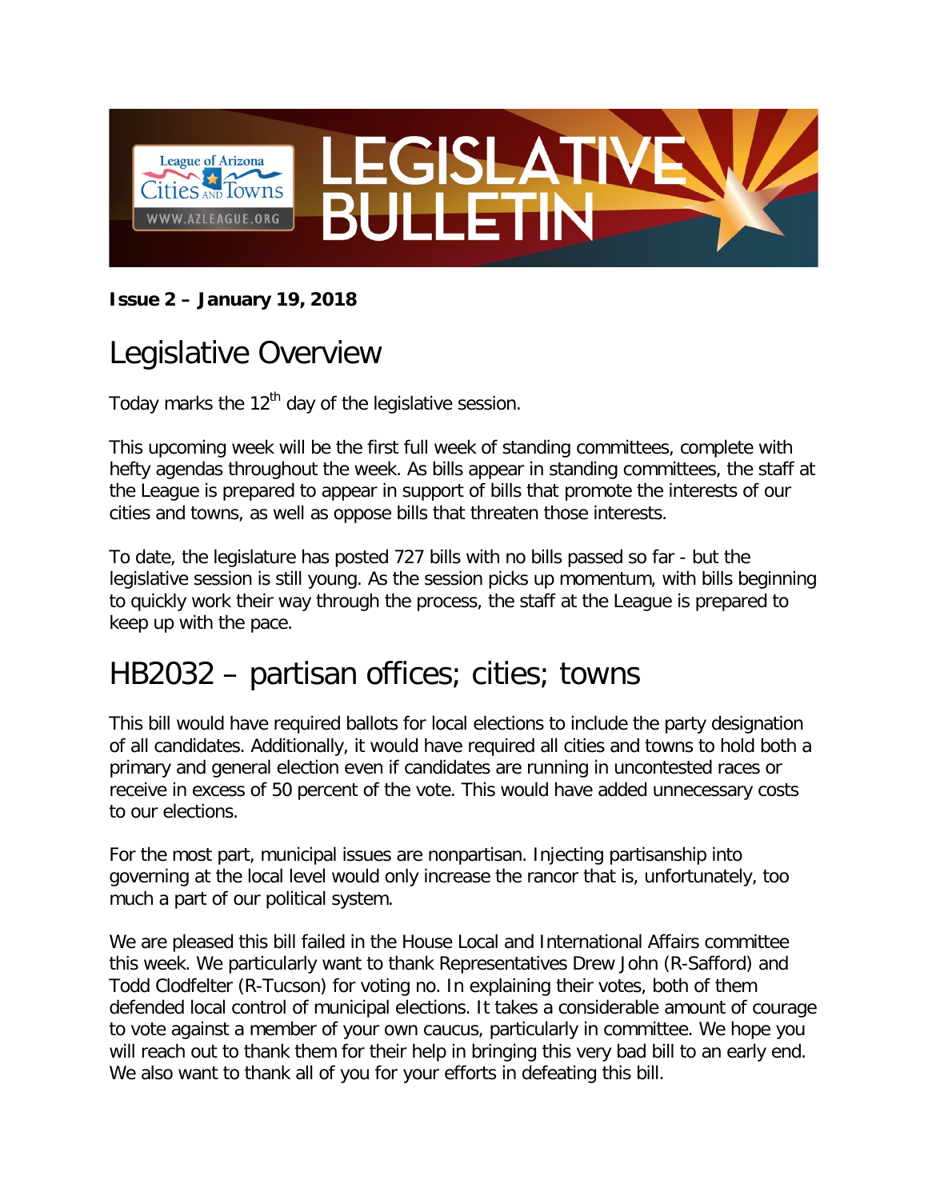**Issue 2 – January 19, 2018**

# Legislative Overview

Today marks the 12th day of the legislative session.

This upcoming week will be the first full week of standing committees, complete with hefty agendas throughout the week. As bills appear in standing committees, the staff at the League is prepared to appear in support of bills that promote the interests of our cities and towns, as well as oppose bills that threaten those interests.

To date, the legislature has posted 727 bills with no bills passed so far - but the legislative session is still young. As the session picks up momentum, with bills beginning to quickly work their way through the process, the staff at the League is prepared to keep up with the pace.

# HB2032 – partisan offices; cities; towns

This bill would have required ballots for local elections to include the party designation of all candidates. Additionally, it would have required all cities and towns to hold both a primary and general election even if candidates are running in uncontested races or receive in excess of 50 percent of the vote. This would have added unnecessary costs to our elections.

For the most part, municipal issues are nonpartisan. Injecting partisanship into governing at the local level would only increase the rancor that is, unfortunately, too much a part of our political system.

We are pleased this bill failed in the House Local and International Affairs committee this week. We particularly want to thank Representatives Drew John (R-Safford) and Todd Clodfelter (R-Tucson) for voting no. In explaining their votes, both of them defended local control of municipal elections. It takes a considerable amount of courage to vote against a member of your own caucus, particularly in committee. We hope you will reach out to thank them for their help in bringing this very bad bill to an early end. We also want to thank all of you for your efforts in defeating this bill.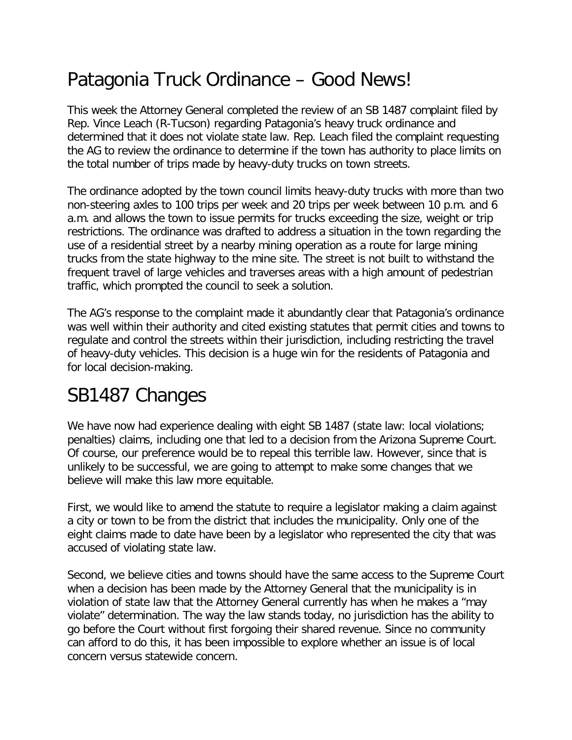## Patagonia Truck Ordinance – Good News!

This week the Attorney General completed the review of an SB 1487 complaint filed by Rep. Vince Leach (R-Tucson) regarding Patagonia's heavy truck ordinance and determined that it does not violate state law. Rep. Leach filed the complaint requesting the AG to review the ordinance to determine if the town has authority to place limits on the total number of trips made by heavy-duty trucks on town streets.

The ordinance adopted by the town council limits heavy-duty trucks with more than two non-steering axles to 100 trips per week and 20 trips per week between 10 p.m. and 6 a.m. and allows the town to issue permits for trucks exceeding the size, weight or trip restrictions. The ordinance was drafted to address a situation in the town regarding the use of a residential street by a nearby mining operation as a route for large mining trucks from the state highway to the mine site. The street is not built to withstand the frequent travel of large vehicles and traverses areas with a high amount of pedestrian traffic, which prompted the council to seek a solution.

The AG's response to the complaint made it abundantly clear that Patagonia's ordinance was well within their authority and cited existing statutes that permit cities and towns to regulate and control the streets within their jurisdiction, including restricting the travel of heavy-duty vehicles. This decision is a huge win for the residents of Patagonia and for local decision-making.

## SB1487 Changes

We have now had experience dealing with eight SB 1487 (state law: local violations; penalties) claims, including one that led to a decision from the Arizona Supreme Court. Of course, our preference would be to repeal this terrible law. However, since that is unlikely to be successful, we are going to attempt to make some changes that we believe will make this law more equitable.

First, we would like to amend the statute to require a legislator making a claim against a city or town to be from the district that includes the municipality. Only one of the eight claims made to date have been by a legislator who represented the city that was accused of violating state law.

Second, we believe cities and towns should have the same access to the Supreme Court when a decision has been made by the Attorney General that the municipality is in violation of state law that the Attorney General currently has when he makes a "may violate" determination. The way the law stands today, no jurisdiction has the ability to go before the Court without first forgoing their shared revenue. Since no community can afford to do this, it has been impossible to explore whether an issue is of local concern versus statewide concern.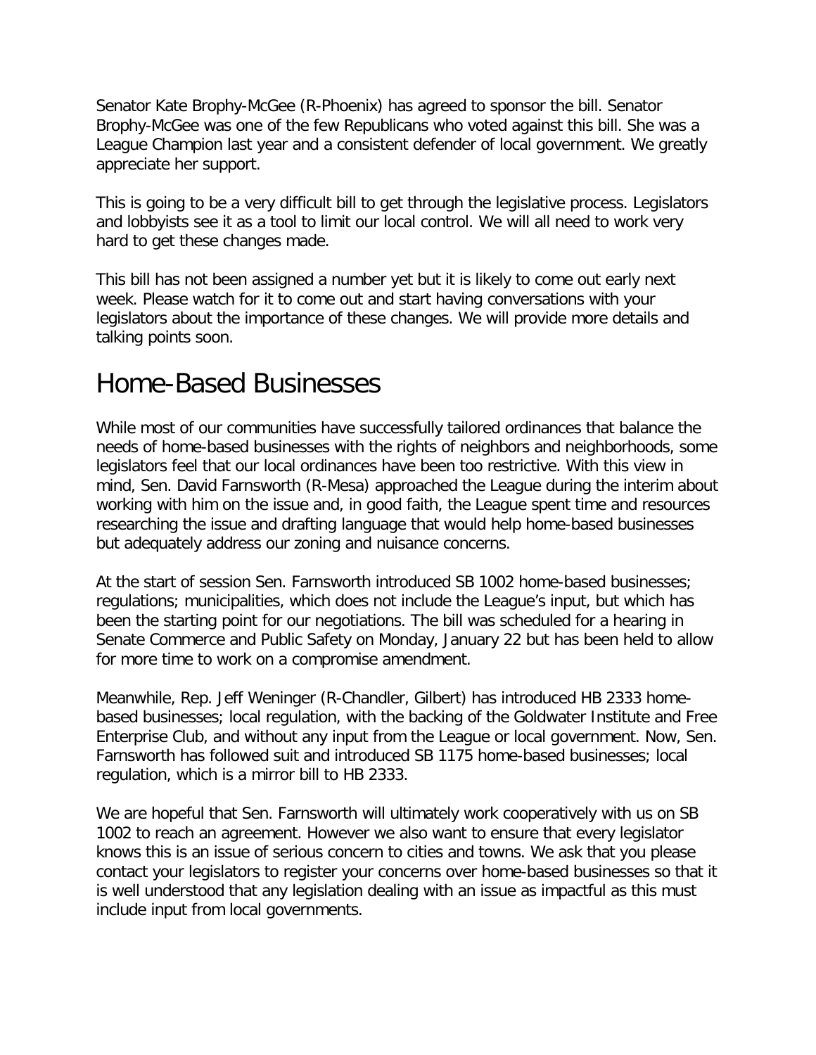Senator Kate Brophy-McGee (R-Phoenix) has agreed to sponsor the bill. Senator Brophy-McGee was one of the few Republicans who voted against this bill. She was a League Champion last year and a consistent defender of local government. We greatly appreciate her support.

This is going to be a very difficult bill to get through the legislative process. Legislators and lobbyists see it as a tool to limit our local control. We will all need to work very hard to get these changes made.

This bill has not been assigned a number yet but it is likely to come out early next week. Please watch for it to come out and start having conversations with your legislators about the importance of these changes. We will provide more details and talking points soon.

# Home-Based Businesses

While most of our communities have successfully tailored ordinances that balance the needs of home-based businesses with the rights of neighbors and neighborhoods, some legislators feel that our local ordinances have been too restrictive. With this view in mind, Sen. David Farnsworth (R-Mesa) approached the League during the interim about working with him on the issue and, in good faith, the League spent time and resources researching the issue and drafting language that would help home-based businesses but adequately address our zoning and nuisance concerns.

At the start of session Sen. Farnsworth introduced SB 1002 home-based businesses; regulations; municipalities, which does not include the League's input, but which has been the starting point for our negotiations. The bill was scheduled for a hearing in Senate Commerce and Public Safety on Monday, January 22 but has been held to allow for more time to work on a compromise amendment.

Meanwhile, Rep. Jeff Weninger (R-Chandler, Gilbert) has introduced HB 2333 home-based businesses; local regulation, with the backing of the Goldwater Institute and Free Enterprise Club, and without any input from the League or local government. Now, Sen. Farnsworth has followed suit and introduced SB 1175 home-based businesses; local regulation, which is a mirror bill to HB 2333.

We are hopeful that Sen. Farnsworth will ultimately work cooperatively with us on SB 1002 to reach an agreement. However we also want to ensure that every legislator knows this is an issue of serious concern to cities and towns. We ask that you please contact your legislators to register your concerns over home-based businesses so that it is well understood that any legislation dealing with an issue as impactful as this must include input from local governments.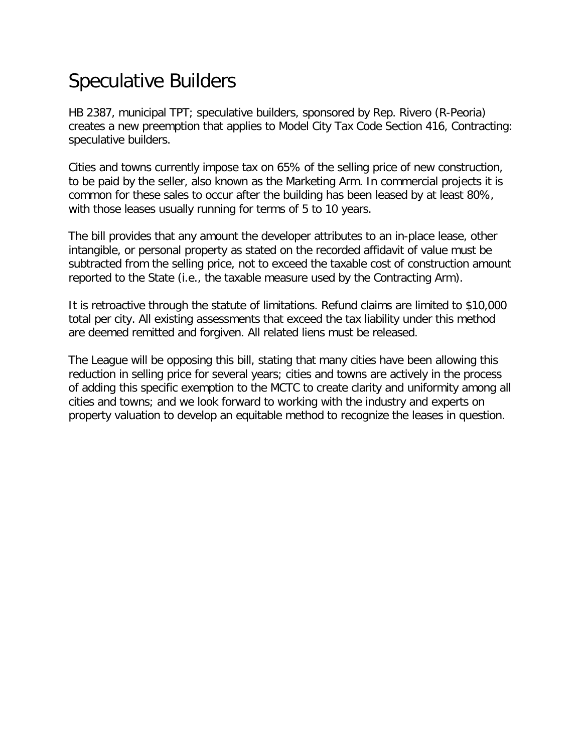# Speculative Builders

HB 2387, municipal TPT; speculative builders, sponsored by Rep. Rivero (R-Peoria) creates a new preemption that applies to Model City Tax Code Section 416, Contracting: speculative builders.

Cities and towns currently impose tax on 65% of the selling price of new construction, to be paid by the seller, also known as the Marketing Arm. In commercial projects it is common for these sales to occur after the building has been leased by at least 80%, with those leases usually running for terms of 5 to 10 years.

The bill provides that any amount the developer attributes to an in-place lease, other intangible, or personal property as stated on the recorded affidavit of value must be subtracted from the selling price, not to exceed the taxable cost of construction amount reported to the State (i.e., the taxable measure used by the Contracting Arm).

It is retroactive through the statute of limitations. Refund claims are limited to $10,000 total per city. All existing assessments that exceed the tax liability under this method are deemed remitted and forgiven. All related liens must be released.

The League will be opposing this bill, stating that many cities have been allowing this reduction in selling price for several years; cities and towns are actively in the process of adding this specific exemption to the MCTC to create clarity and uniformity among all cities and towns; and we look forward to working with the industry and experts on property valuation to develop an equitable method to recognize the leases in question.